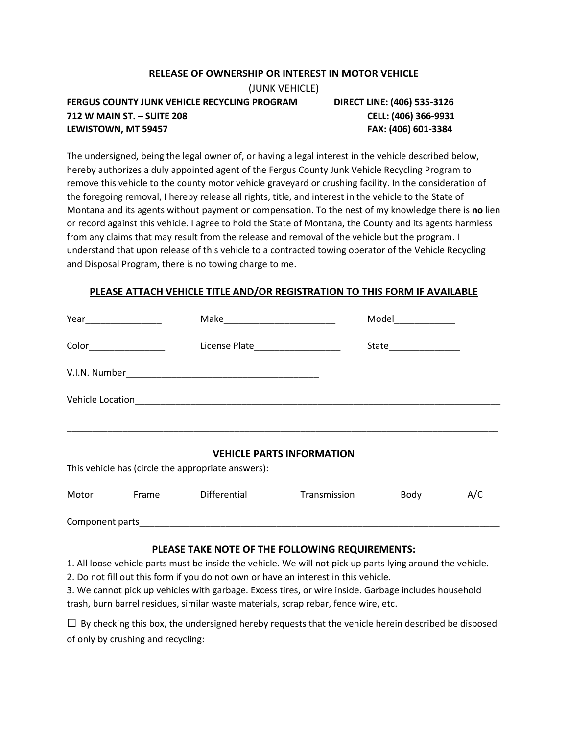## RELEASE OF OWNERSHIP OR INTEREST IN MOTOR VEHICLE

(JUNK VEHICLE)

**FERGUS COUNTY JUNK VEHICLE RECYCLING PROGRAM**
**712 W MAIN ST. – SUITE 208**
**LEWISTOWN, MT 59457**

**DIRECT LINE: (406) 535-3126**
**CELL: (406) 366-9931**
**FAX: (406) 601-3384**

The undersigned, being the legal owner of, or having a legal interest in the vehicle described below, hereby authorizes a duly appointed agent of the Fergus County Junk Vehicle Recycling Program to remove this vehicle to the county motor vehicle graveyard or crushing facility. In the consideration of the foregoing removal, I hereby release all rights, title, and interest in the vehicle to the State of Montana and its agents without payment or compensation. To the nest of my knowledge there is **no** lien or record against this vehicle. I agree to hold the State of Montana, the County and its agents harmless from any claims that may result from the release and removal of the vehicle but the program. I understand that upon release of this vehicle to a contracted towing operator of the Vehicle Recycling and Disposal Program, there is no towing charge to me.

### PLEASE ATTACH VEHICLE TITLE AND/OR REGISTRATION TO THIS FORM IF AVAILABLE

Year_______________ Make______________________ Model____________

Color_______________ License Plate_________________ State______________

V.I.N. Number______________________________________

Vehicle Location___________________________________________________________________________

_________________________________________________________________________________________

### VEHICLE PARTS INFORMATION

This vehicle has (circle the appropriate answers):

Motor Frame Differential Transmission Body A/C

Component parts___________________________________________________________________________

### PLEASE TAKE NOTE OF THE FOLLOWING REQUIREMENTS:

1. All loose vehicle parts must be inside the vehicle. We will not pick up parts lying around the vehicle.
2. Do not fill out this form if you do not own or have an interest in this vehicle.
3. We cannot pick up vehicles with garbage. Excess tires, or wire inside. Garbage includes household trash, burn barrel residues, similar waste materials, scrap rebar, fence wire, etc.

☐ By checking this box, the undersigned hereby requests that the vehicle herein described be disposed of only by crushing and recycling: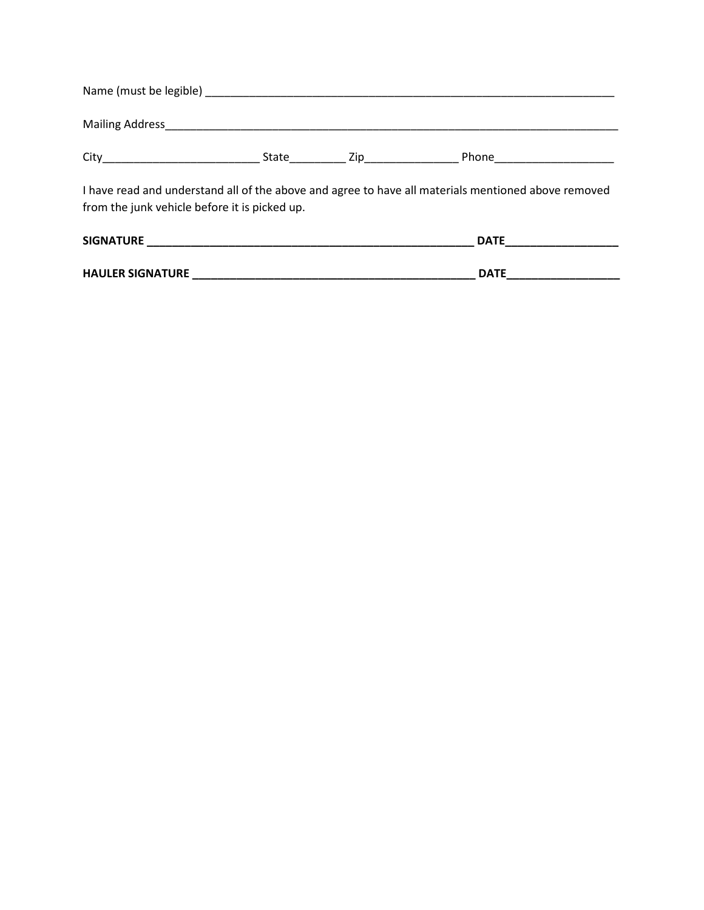Name (must be legible) ______________________________________________________________________

Mailing Address___________________________________________________________________________

City_________________________ State_________ Zip_______________ Phone___________________

I have read and understand all of the above and agree to have all materials mentioned above removed from the junk vehicle before it is picked up.

**SIGNATURE ____________________________________________________ DATE_________________**

**HAULER SIGNATURE _____________________________________________ DATE_________________**